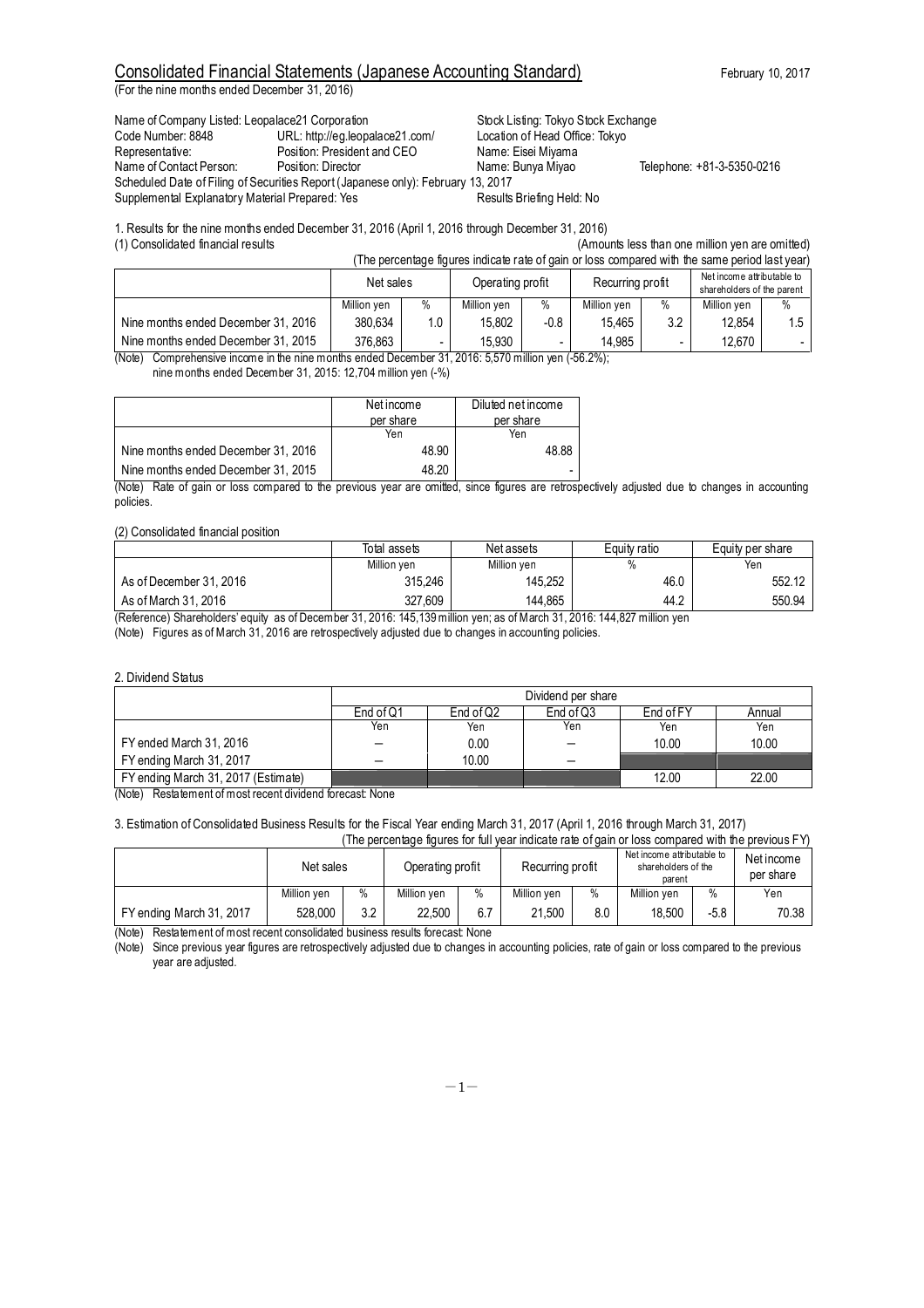# Consolidated Financial Statements (Japanese Accounting Standard)

February 10, 2017

(For the nine months ended December 31, 2016)

Name of Company Listed: Leopalace21 Corporation
Stock Listing: Tokyo Stock Exchange
Code Number: 8848
URL: http://eg.leopalace21.com/
Location of Head Office: Tokyo
Representative: Position: President and CEO
Name: Eisei Miyama
Name of Contact Person: Position: Director
Name: Bunya Miyao
Telephone: +81-3-5350-0216
Scheduled Date of Filing of Securities Report (Japanese only): February 13, 2017
Supplemental Explanatory Material Prepared: Yes
Results Briefing Held: No

1. Results for the nine months ended December 31, 2016 (April 1, 2016 through December 31, 2016)

(1) Consolidated financial results

(Amounts less than one million yen are omitted)

(The percentage figures indicate rate of gain or loss compared with the same period last year)

| | Net sales | | Operating profit | | Recurring profit | | Net income attributable to shareholders of the parent | |
|---|---|---|---|---|---|---|---|---|
| | Million yen | % | Million yen | % | Million yen | % | Million yen | % |
| Nine months ended December 31, 2016 | 380,634 | 1.0 | 15,802 | -0.8 | 15,465 | 3.2 | 12,854 | 1.5 |
| Nine months ended December 31, 2015 | 376,863 | - | 15,930 | - | 14,985 | - | 12,670 | - |

(Note) Comprehensive income in the nine months ended December 31, 2016: 5,570 million yen (-56.2%); nine months ended December 31, 2015: 12,704 million yen (-%)

| | Net income per share | Diluted net income per share |
|---|---|---|
| | Yen | Yen |
| Nine months ended December 31, 2016 | 48.90 | 48.88 |
| Nine months ended December 31, 2015 | 48.20 | - |

(Note) Rate of gain or loss compared to the previous year are omitted, since figures are retrospectively adjusted due to changes in accounting policies.

(2) Consolidated financial position

| | Total assets | Net assets | Equity ratio | Equity per share |
|---|---|---|---|---|
| | Million yen | Million yen | % | Yen |
| As of December 31, 2016 | 315,246 | 145,252 | 46.0 | 552.12 |
| As of March 31, 2016 | 327,609 | 144,865 | 44.2 | 550.94 |

(Reference) Shareholders' equity as of December 31, 2016: 145,139 million yen; as of March 31, 2016: 144,827 million yen

(Note) Figures as of March 31, 2016 are retrospectively adjusted due to changes in accounting policies.

2. Dividend Status

| | Dividend per share | | | | |
|---|---|---|---|---|---|
| | End of Q1 | End of Q2 | End of Q3 | End of FY | Annual |
| | Yen | Yen | Yen | Yen | Yen |
| FY ended March 31, 2016 | – | 0.00 | – | 10.00 | 10.00 |
| FY ending March 31, 2017 | – | 10.00 | – | | |
| FY ending March 31, 2017 (Estimate) | | | | 12.00 | 22.00 |

(Note) Restatement of most recent dividend forecast: None

3. Estimation of Consolidated Business Results for the Fiscal Year ending March 31, 2017 (April 1, 2016 through March 31, 2017)

(The percentage figures for full year indicate rate of gain or loss compared with the previous FY)

| | Net sales | | Operating profit | | Recurring profit | | Net income attributable to shareholders of the parent | | Net income per share |
|---|---|---|---|---|---|---|---|---|---|
| | Million yen | % | Million yen | % | Million yen | % | Million yen | % | Yen |
| FY ending March 31, 2017 | 528,000 | 3.2 | 22,500 | 6.7 | 21,500 | 8.0 | 18,500 | -5.8 | 70.38 |

(Note) Restatement of most recent consolidated business results forecast: None

(Note) Since previous year figures are retrospectively adjusted due to changes in accounting policies, rate of gain or loss compared to the previous year are adjusted.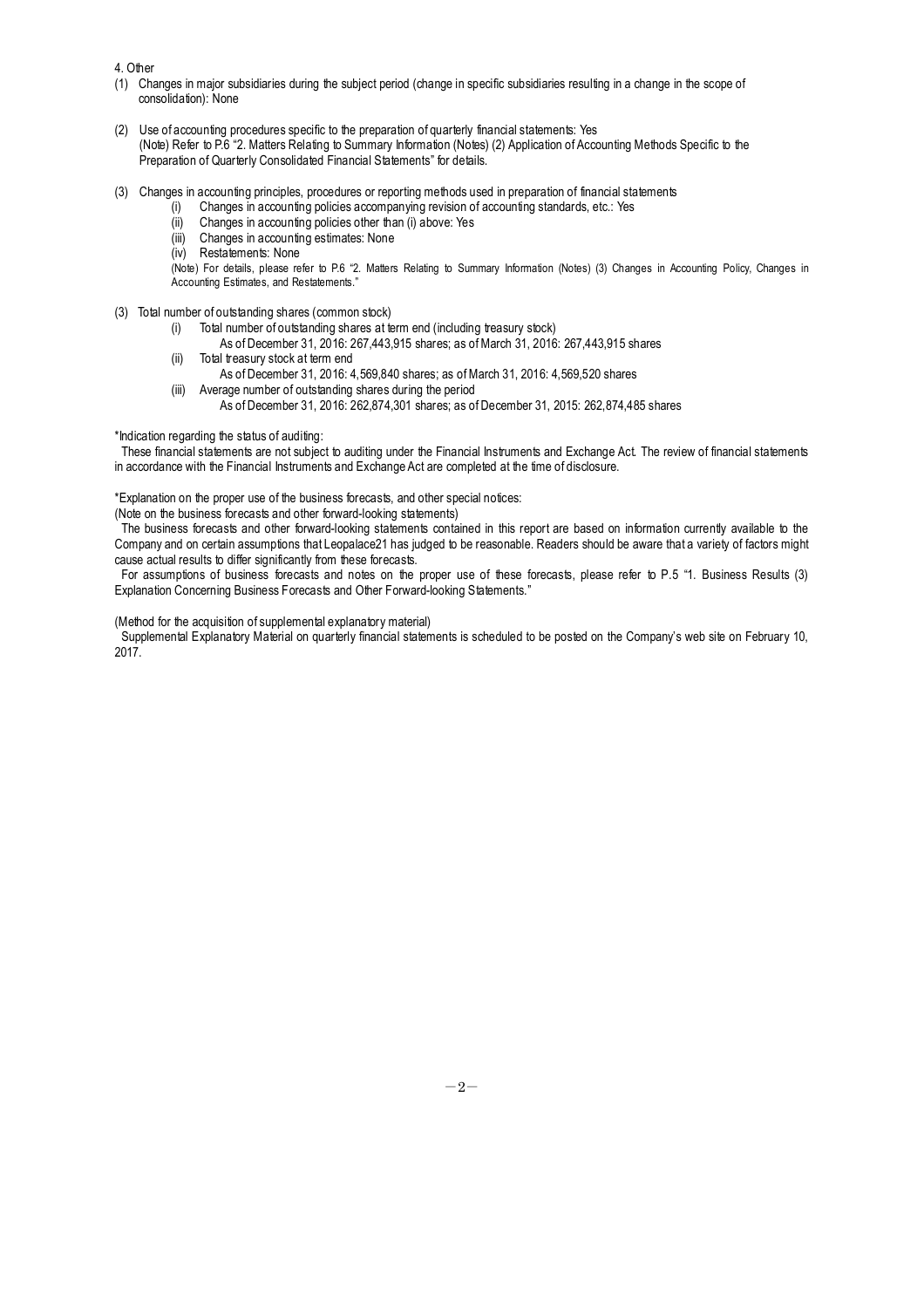4. Other

(1) Changes in major subsidiaries during the subject period (change in specific subsidiaries resulting in a change in the scope of consolidation): None

(2) Use of accounting procedures specific to the preparation of quarterly financial statements: Yes
(Note) Refer to P.6 "2. Matters Relating to Summary Information (Notes) (2) Application of Accounting Methods Specific to the Preparation of Quarterly Consolidated Financial Statements" for details.

(3) Changes in accounting principles, procedures or reporting methods used in preparation of financial statements
 (i) Changes in accounting policies accompanying revision of accounting standards, etc.: Yes
 (ii) Changes in accounting policies other than (i) above: Yes
 (iii) Changes in accounting estimates: None
 (iv) Restatements: None
 (Note) For details, please refer to P.6 "2. Matters Relating to Summary Information (Notes) (3) Changes in Accounting Policy, Changes in Accounting Estimates, and Restatements."

(3) Total number of outstanding shares (common stock)
 (i) Total number of outstanding shares at term end (including treasury stock)
  As of December 31, 2016: 267,443,915 shares; as of March 31, 2016: 267,443,915 shares
 (ii) Total treasury stock at term end
  As of December 31, 2016: 4,569,840 shares; as of March 31, 2016: 4,569,520 shares
 (iii) Average number of outstanding shares during the period
  As of December 31, 2016: 262,874,301 shares; as of December 31, 2015: 262,874,485 shares

*Indication regarding the status of auditing:

These financial statements are not subject to auditing under the Financial Instruments and Exchange Act. The review of financial statements in accordance with the Financial Instruments and Exchange Act are completed at the time of disclosure.

*Explanation on the proper use of the business forecasts, and other special notices:

(Note on the business forecasts and other forward-looking statements)

The business forecasts and other forward-looking statements contained in this report are based on information currently available to the Company and on certain assumptions that Leopalace21 has judged to be reasonable. Readers should be aware that a variety of factors might cause actual results to differ significantly from these forecasts.

For assumptions of business forecasts and notes on the proper use of these forecasts, please refer to P.5 "1. Business Results (3) Explanation Concerning Business Forecasts and Other Forward-looking Statements."

(Method for the acquisition of supplemental explanatory material)

Supplemental Explanatory Material on quarterly financial statements is scheduled to be posted on the Company's web site on February 10, 2017.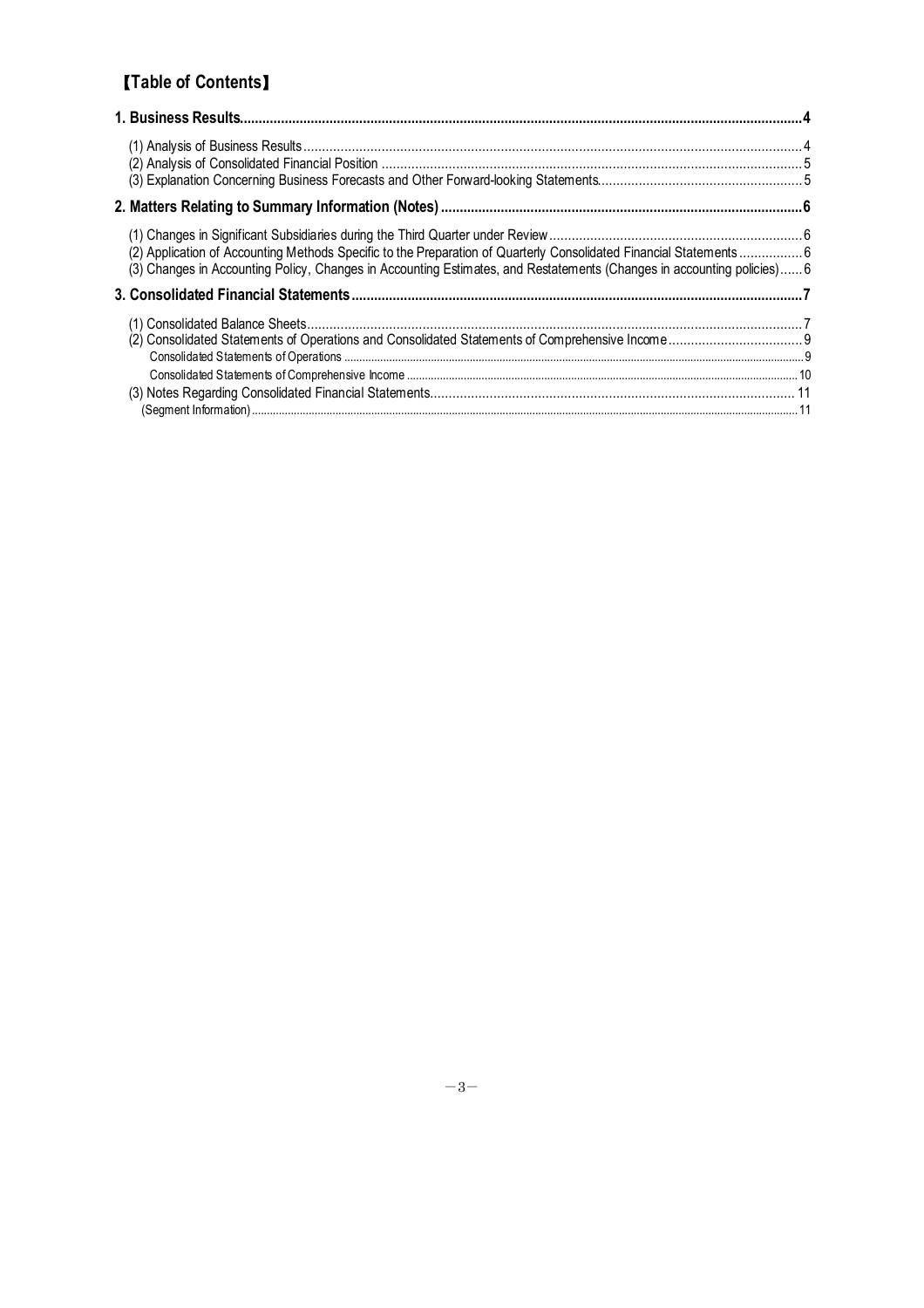# 【Table of Contents】

**1. Business Results....................................................................................................................................................4**

(1) Analysis of Business Results.....................................................................................................................................4
(2) Analysis of Consolidated Financial Position .................................................................................................................5
(3) Explanation Concerning Business Forecasts and Other Forward-looking Statements.......................................................5

**2. Matters Relating to Summary Information (Notes) ..............................................................................................6**

(1) Changes in Significant Subsidiaries during the Third Quarter under Review....................................................................6
(2) Application of Accounting Methods Specific to the Preparation of Quarterly Consolidated Financial Statements.................6
(3) Changes in Accounting Policy, Changes in Accounting Estimates, and Restatements (Changes in accounting policies)......6

**3. Consolidated Financial Statements.......................................................................................................................7**

(1) Consolidated Balance Sheets.....................................................................................................................................7
(2) Consolidated Statements of Operations and Consolidated Statements of Comprehensive Income....................................9
Consolidated Statements of Operations ..........................................................................................................................9
Consolidated Statements of Comprehensive Income ......................................................................................................10
(3) Notes Regarding Consolidated Financial Statements..................................................................................................11
(Segment Information)...................................................................................................................................................11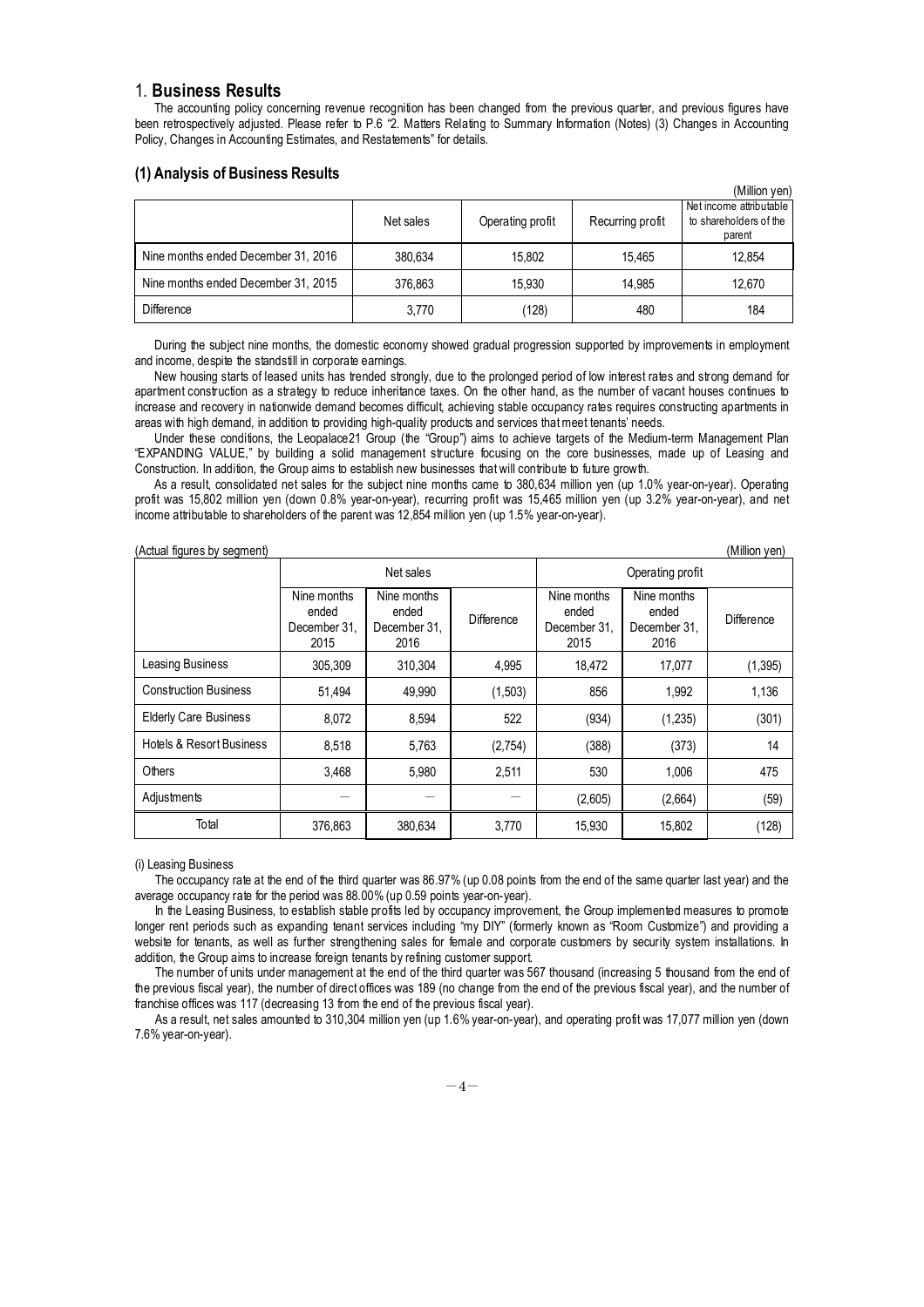# 1. **Business Results**

The accounting policy concerning revenue recognition has been changed from the previous quarter, and previous figures have been retrospectively adjusted. Please refer to P.6 "2. Matters Relating to Summary Information (Notes) (3) Changes in Accounting Policy, Changes in Accounting Estimates, and Restatements" for details.

## (1) Analysis of Business Results

(Million yen)

| | Net sales | Operating profit | Recurring profit | Net income attributable to shareholders of the parent |
|---|---|---|---|---|
| Nine months ended December 31, 2016 | 380,634 | 15,802 | 15,465 | 12,854 |
| Nine months ended December 31, 2015 | 376,863 | 15,930 | 14,985 | 12,670 |
| Difference | 3,770 | (128) | 480 | 184 |

During the subject nine months, the domestic economy showed gradual progression supported by improvements in employment and income, despite the standstill in corporate earnings.

New housing starts of leased units has trended strongly, due to the prolonged period of low interest rates and strong demand for apartment construction as a strategy to reduce inheritance taxes. On the other hand, as the number of vacant houses continues to increase and recovery in nationwide demand becomes difficult, achieving stable occupancy rates requires constructing apartments in areas with high demand, in addition to providing high-quality products and services that meet tenants' needs.

Under these conditions, the Leopalace21 Group (the "Group") aims to achieve targets of the Medium-term Management Plan "EXPANDING VALUE," by building a solid management structure focusing on the core businesses, made up of Leasing and Construction. In addition, the Group aims to establish new businesses that will contribute to future growth.

As a result, consolidated net sales for the subject nine months came to 380,634 million yen (up 1.0% year-on-year). Operating profit was 15,802 million yen (down 0.8% year-on-year), recurring profit was 15,465 million yen (up 3.2% year-on-year), and net income attributable to shareholders of the parent was 12,854 million yen (up 1.5% year-on-year).

(Actual figures by segment) (Million yen)

| | Net sales | | | Operating profit | | |
|---|---|---|---|---|---|---|
| | Nine months ended December 31, 2015 | Nine months ended December 31, 2016 | Difference | Nine months ended December 31, 2015 | Nine months ended December 31, 2016 | Difference |
| Leasing Business | 305,309 | 310,304 | 4,995 | 18,472 | 17,077 | (1,395) |
| Construction Business | 51,494 | 49,990 | (1,503) | 856 | 1,992 | 1,136 |
| Elderly Care Business | 8,072 | 8,594 | 522 | (934) | (1,235) | (301) |
| Hotels & Resort Business | 8,518 | 5,763 | (2,754) | (388) | (373) | 14 |
| Others | 3,468 | 5,980 | 2,511 | 530 | 1,006 | 475 |
| Adjustments | — | — | — | (2,605) | (2,664) | (59) |
| Total | 376,863 | 380,634 | 3,770 | 15,930 | 15,802 | (128) |

(i) Leasing Business

The occupancy rate at the end of the third quarter was 86.97% (up 0.08 points from the end of the same quarter last year) and the average occupancy rate for the period was 88.00% (up 0.59 points year-on-year).

In the Leasing Business, to establish stable profits led by occupancy improvement, the Group implemented measures to promote longer rent periods such as expanding tenant services including "my DIY" (formerly known as "Room Customize") and providing a website for tenants, as well as further strengthening sales for female and corporate customers by security system installations. In addition, the Group aims to increase foreign tenants by refining customer support.

The number of units under management at the end of the third quarter was 567 thousand (increasing 5 thousand from the end of the previous fiscal year), the number of direct offices was 189 (no change from the end of the previous fiscal year), and the number of franchise offices was 117 (decreasing 13 from the end of the previous fiscal year).

As a result, net sales amounted to 310,304 million yen (up 1.6% year-on-year), and operating profit was 17,077 million yen (down 7.6% year-on-year).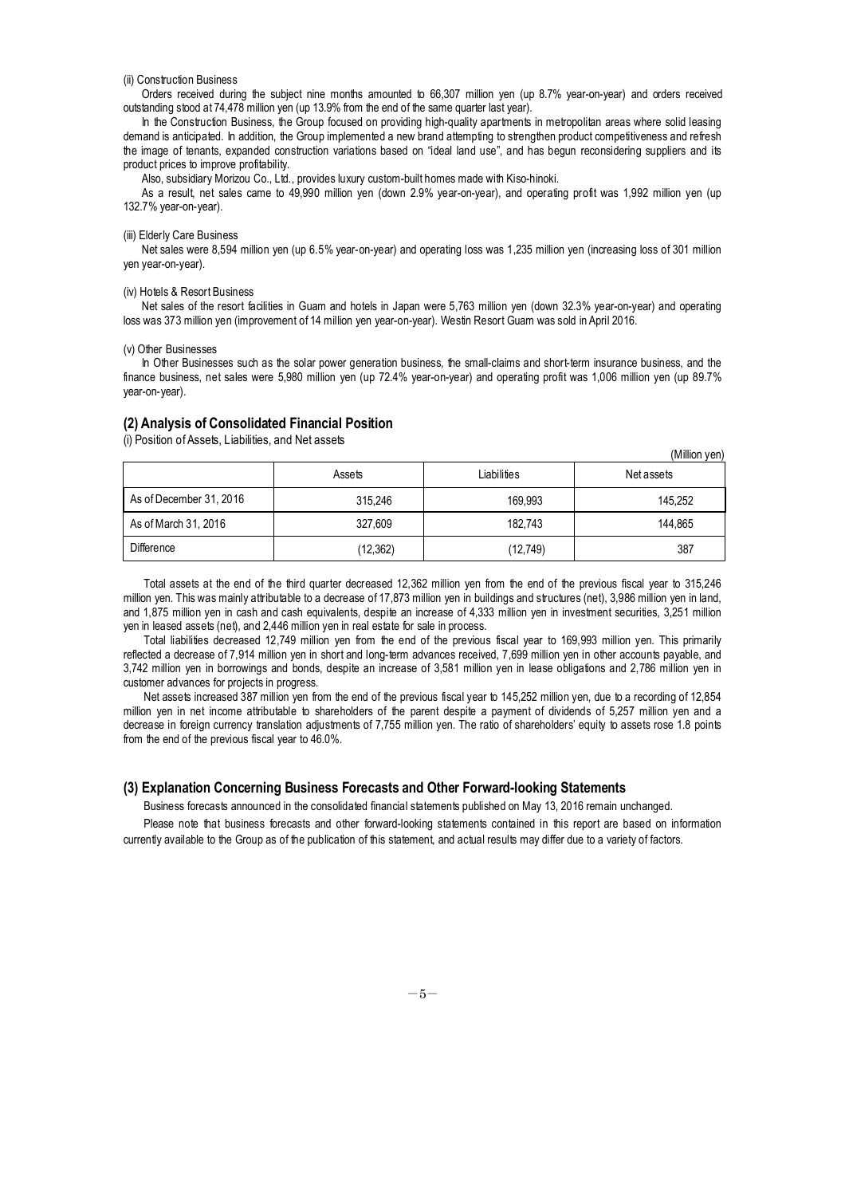(ii) Construction Business

Orders received during the subject nine months amounted to 66,307 million yen (up 8.7% year-on-year) and orders received outstanding stood at 74,478 million yen (up 13.9% from the end of the same quarter last year).

In the Construction Business, the Group focused on providing high-quality apartments in metropolitan areas where solid leasing demand is anticipated. In addition, the Group implemented a new brand attempting to strengthen product competitiveness and refresh the image of tenants, expanded construction variations based on "ideal land use", and has begun reconsidering suppliers and its product prices to improve profitability.

Also, subsidiary Morizou Co., Ltd., provides luxury custom-built homes made with Kiso-hinoki.

As a result, net sales came to 49,990 million yen (down 2.9% year-on-year), and operating profit was 1,992 million yen (up 132.7% year-on-year).

(iii) Elderly Care Business

Net sales were 8,594 million yen (up 6.5% year-on-year) and operating loss was 1,235 million yen (increasing loss of 301 million yen year-on-year).

(iv) Hotels & Resort Business

Net sales of the resort facilities in Guam and hotels in Japan were 5,763 million yen (down 32.3% year-on-year) and operating loss was 373 million yen (improvement of 14 million yen year-on-year). Westin Resort Guam was sold in April 2016.

(v) Other Businesses

In Other Businesses such as the solar power generation business, the small-claims and short-term insurance business, and the finance business, net sales were 5,980 million yen (up 72.4% year-on-year) and operating profit was 1,006 million yen (up 89.7% year-on-year).

## (2) Analysis of Consolidated Financial Position

(i) Position of Assets, Liabilities, and Net assets

(Million yen)

| | Assets | Liabilities | Net assets |
|---|---|---|---|
| As of December 31, 2016 | 315,246 | 169,993 | 145,252 |
| As of March 31, 2016 | 327,609 | 182,743 | 144,865 |
| Difference | (12,362) | (12,749) | 387 |

Total assets at the end of the third quarter decreased 12,362 million yen from the end of the previous fiscal year to 315,246 million yen. This was mainly attributable to a decrease of 17,873 million yen in buildings and structures (net), 3,986 million yen in land, and 1,875 million yen in cash and cash equivalents, despite an increase of 4,333 million yen in investment securities, 3,251 million yen in leased assets (net), and 2,446 million yen in real estate for sale in process.

Total liabilities decreased 12,749 million yen from the end of the previous fiscal year to 169,993 million yen. This primarily reflected a decrease of 7,914 million yen in short and long-term advances received, 7,699 million yen in other accounts payable, and 3,742 million yen in borrowings and bonds, despite an increase of 3,581 million yen in lease obligations and 2,786 million yen in customer advances for projects in progress.

Net assets increased 387 million yen from the end of the previous fiscal year to 145,252 million yen, due to a recording of 12,854 million yen in net income attributable to shareholders of the parent despite a payment of dividends of 5,257 million yen and a decrease in foreign currency translation adjustments of 7,755 million yen. The ratio of shareholders' equity to assets rose 1.8 points from the end of the previous fiscal year to 46.0%.

## (3) Explanation Concerning Business Forecasts and Other Forward-looking Statements

Business forecasts announced in the consolidated financial statements published on May 13, 2016 remain unchanged.

Please note that business forecasts and other forward-looking statements contained in this report are based on information currently available to the Group as of the publication of this statement, and actual results may differ due to a variety of factors.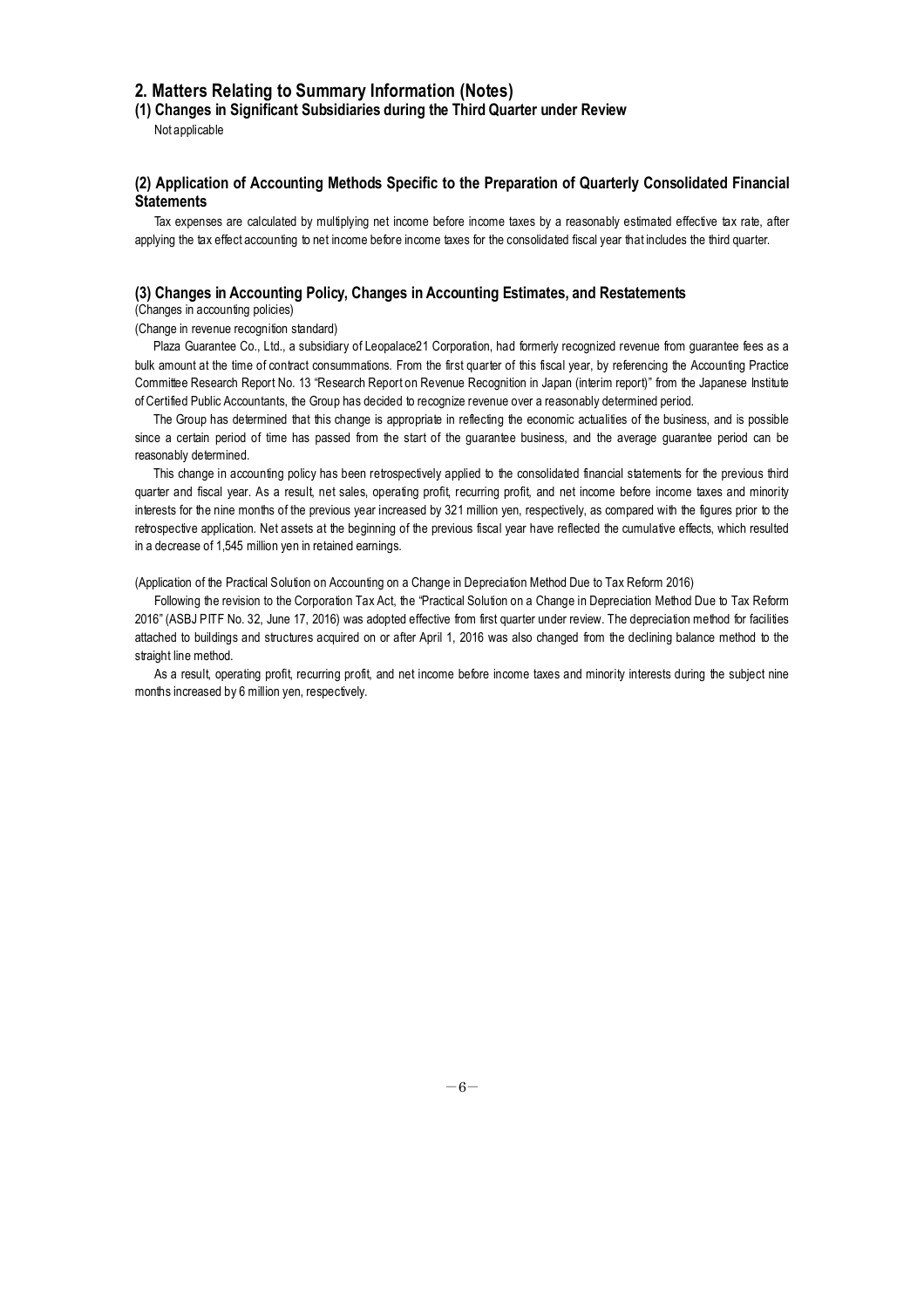## 2. Matters Relating to Summary Information (Notes)

### (1) Changes in Significant Subsidiaries during the Third Quarter under Review

Not applicable

### (2) Application of Accounting Methods Specific to the Preparation of Quarterly Consolidated Financial Statements

Tax expenses are calculated by multiplying net income before income taxes by a reasonably estimated effective tax rate, after applying the tax effect accounting to net income before income taxes for the consolidated fiscal year that includes the third quarter.

### (3) Changes in Accounting Policy, Changes in Accounting Estimates, and Restatements

(Changes in accounting policies)

(Change in revenue recognition standard)

Plaza Guarantee Co., Ltd., a subsidiary of Leopalace21 Corporation, had formerly recognized revenue from guarantee fees as a bulk amount at the time of contract consummations. From the first quarter of this fiscal year, by referencing the Accounting Practice Committee Research Report No. 13 "Research Report on Revenue Recognition in Japan (interim report)" from the Japanese Institute of Certified Public Accountants, the Group has decided to recognize revenue over a reasonably determined period.

The Group has determined that this change is appropriate in reflecting the economic actualities of the business, and is possible since a certain period of time has passed from the start of the guarantee business, and the average guarantee period can be reasonably determined.

This change in accounting policy has been retrospectively applied to the consolidated financial statements for the previous third quarter and fiscal year. As a result, net sales, operating profit, recurring profit, and net income before income taxes and minority interests for the nine months of the previous year increased by 321 million yen, respectively, as compared with the figures prior to the retrospective application. Net assets at the beginning of the previous fiscal year have reflected the cumulative effects, which resulted in a decrease of 1,545 million yen in retained earnings.

(Application of the Practical Solution on Accounting on a Change in Depreciation Method Due to Tax Reform 2016)

Following the revision to the Corporation Tax Act, the "Practical Solution on a Change in Depreciation Method Due to Tax Reform 2016" (ASBJ PITF No. 32, June 17, 2016) was adopted effective from first quarter under review. The depreciation method for facilities attached to buildings and structures acquired on or after April 1, 2016 was also changed from the declining balance method to the straight line method.

As a result, operating profit, recurring profit, and net income before income taxes and minority interests during the subject nine months increased by 6 million yen, respectively.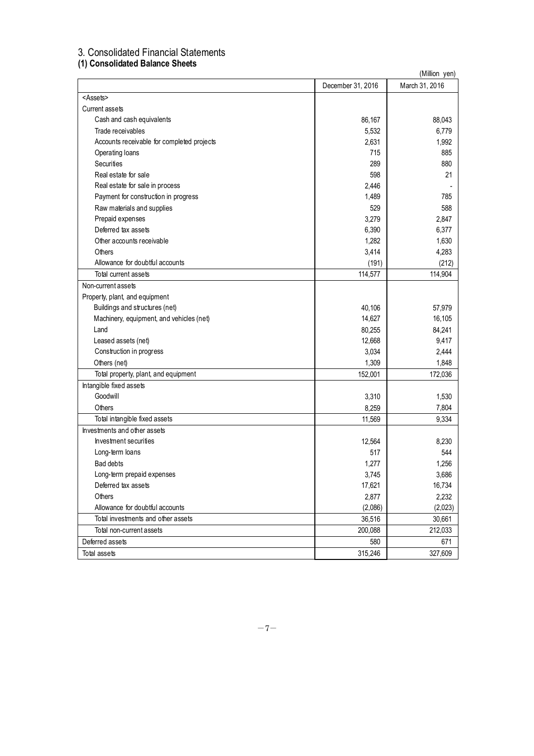# 3. Consolidated Financial Statements

## (1) Consolidated Balance Sheets

(Million yen)

| | December 31, 2016 | March 31, 2016 |
|---|---|---|
| <Assets> | | |
| Current assets | | |
| Cash and cash equivalents | 86,167 | 88,043 |
| Trade receivables | 5,532 | 6,779 |
| Accounts receivable for completed projects | 2,631 | 1,992 |
| Operating loans | 715 | 885 |
| Securities | 289 | 880 |
| Real estate for sale | 598 | 21 |
| Real estate for sale in process | 2,446 | - |
| Payment for construction in progress | 1,489 | 785 |
| Raw materials and supplies | 529 | 588 |
| Prepaid expenses | 3,279 | 2,847 |
| Deferred tax assets | 6,390 | 6,377 |
| Other accounts receivable | 1,282 | 1,630 |
| Others | 3,414 | 4,283 |
| Allowance for doubtful accounts | (191) | (212) |
| Total current assets | 114,577 | 114,904 |
| Non-current assets | | |
| Property, plant, and equipment | | |
| Buildings and structures (net) | 40,106 | 57,979 |
| Machinery, equipment, and vehicles (net) | 14,627 | 16,105 |
| Land | 80,255 | 84,241 |
| Leased assets (net) | 12,668 | 9,417 |
| Construction in progress | 3,034 | 2,444 |
| Others (net) | 1,309 | 1,848 |
| Total property, plant, and equipment | 152,001 | 172,036 |
| Intangible fixed assets | | |
| Goodwill | 3,310 | 1,530 |
| Others | 8,259 | 7,804 |
| Total intangible fixed assets | 11,569 | 9,334 |
| Investments and other assets | | |
| Investment securities | 12,564 | 8,230 |
| Long-term loans | 517 | 544 |
| Bad debts | 1,277 | 1,256 |
| Long-term prepaid expenses | 3,745 | 3,686 |
| Deferred tax assets | 17,621 | 16,734 |
| Others | 2,877 | 2,232 |
| Allowance for doubtful accounts | (2,086) | (2,023) |
| Total investments and other assets | 36,516 | 30,661 |
| Total non-current assets | 200,088 | 212,033 |
| Deferred assets | 580 | 671 |
| Total assets | 315,246 | 327,609 |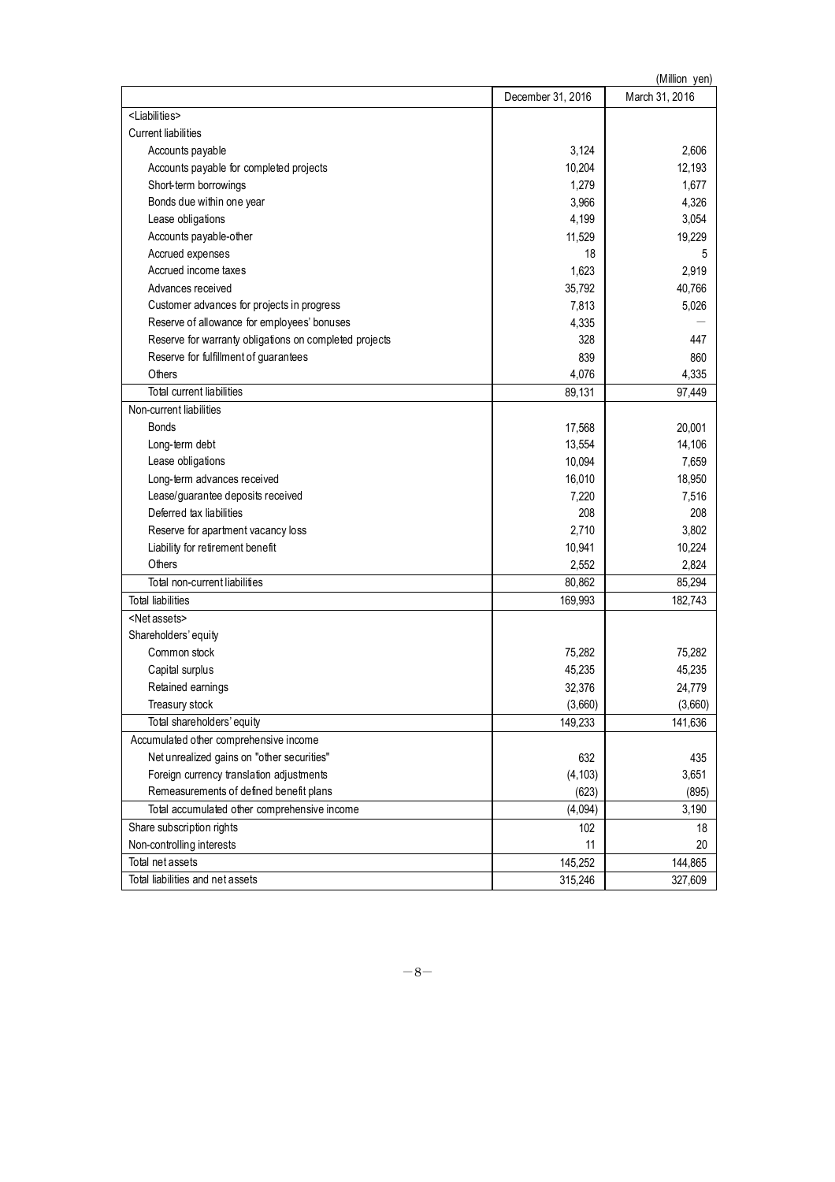(Million yen)

| | December 31, 2016 | March 31, 2016 |
|---|---|---|
| <Liabilities> | | |
| Current liabilities | | |
| Accounts payable | 3,124 | 2,606 |
| Accounts payable for completed projects | 10,204 | 12,193 |
| Short-term borrowings | 1,279 | 1,677 |
| Bonds due within one year | 3,966 | 4,326 |
| Lease obligations | 4,199 | 3,054 |
| Accounts payable-other | 11,529 | 19,229 |
| Accrued expenses | 18 | 5 |
| Accrued income taxes | 1,623 | 2,919 |
| Advances received | 35,792 | 40,766 |
| Customer advances for projects in progress | 7,813 | 5,026 |
| Reserve of allowance for employees' bonuses | 4,335 | — |
| Reserve for warranty obligations on completed projects | 328 | 447 |
| Reserve for fulfillment of guarantees | 839 | 860 |
| Others | 4,076 | 4,335 |
| Total current liabilities | 89,131 | 97,449 |
| Non-current liabilities | | |
| Bonds | 17,568 | 20,001 |
| Long-term debt | 13,554 | 14,106 |
| Lease obligations | 10,094 | 7,659 |
| Long-term advances received | 16,010 | 18,950 |
| Lease/guarantee deposits received | 7,220 | 7,516 |
| Deferred tax liabilities | 208 | 208 |
| Reserve for apartment vacancy loss | 2,710 | 3,802 |
| Liability for retirement benefit | 10,941 | 10,224 |
| Others | 2,552 | 2,824 |
| Total non-current liabilities | 80,862 | 85,294 |
| Total liabilities | 169,993 | 182,743 |
| <Net assets> | | |
| Shareholders' equity | | |
| Common stock | 75,282 | 75,282 |
| Capital surplus | 45,235 | 45,235 |
| Retained earnings | 32,376 | 24,779 |
| Treasury stock | (3,660) | (3,660) |
| Total shareholders' equity | 149,233 | 141,636 |
| Accumulated other comprehensive income | | |
| Net unrealized gains on "other securities" | 632 | 435 |
| Foreign currency translation adjustments | (4,103) | 3,651 |
| Remeasurements of defined benefit plans | (623) | (895) |
| Total accumulated other comprehensive income | (4,094) | 3,190 |
| Share subscription rights | 102 | 18 |
| Non-controlling interests | 11 | 20 |
| Total net assets | 145,252 | 144,865 |
| Total liabilities and net assets | 315,246 | 327,609 |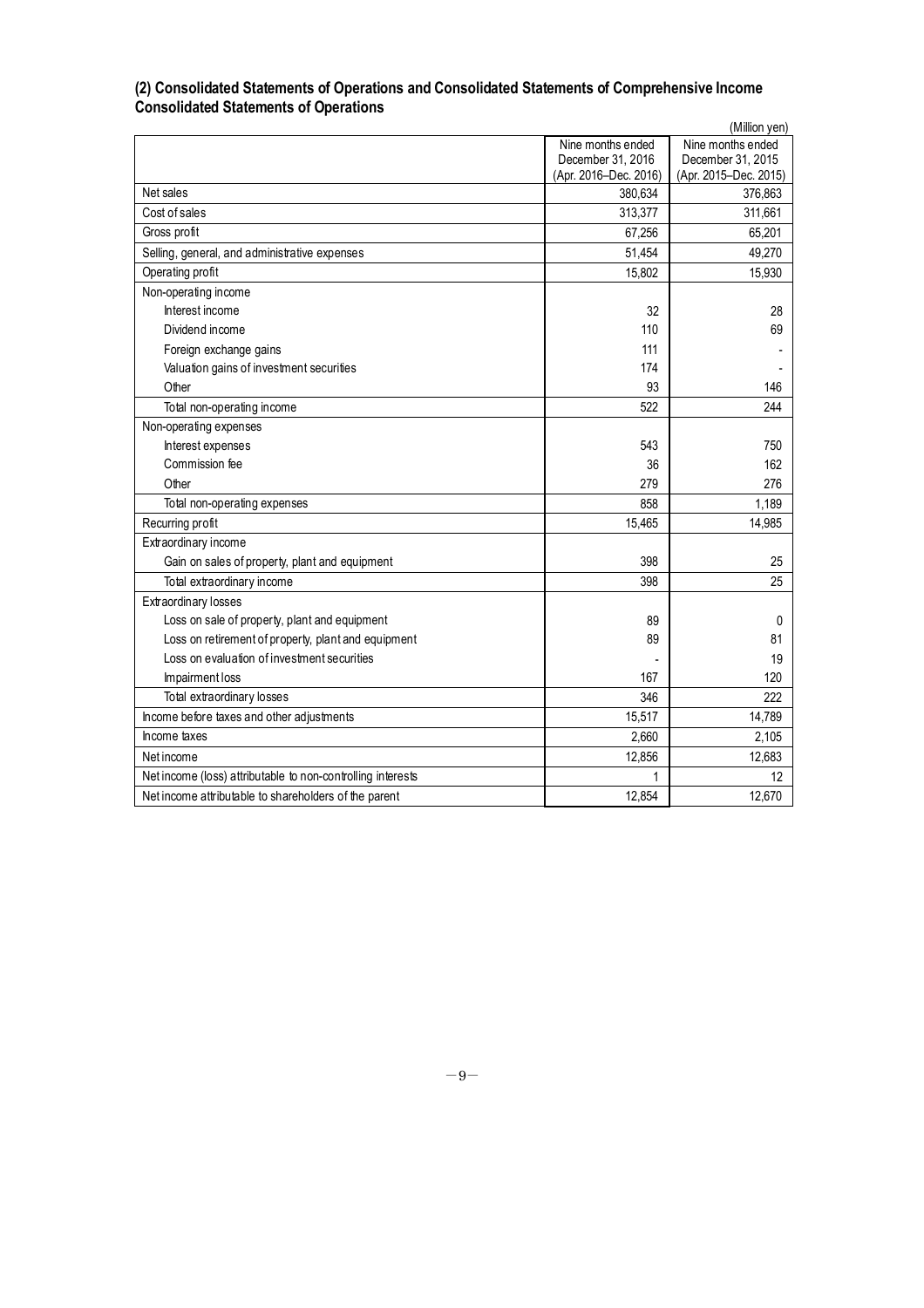## (2) Consolidated Statements of Operations and Consolidated Statements of Comprehensive Income

### Consolidated Statements of Operations

(Million yen)

| | Nine months ended December 31, 2016 (Apr. 2016–Dec. 2016) | Nine months ended December 31, 2015 (Apr. 2015–Dec. 2015) |
|---|---|---|
| Net sales | 380,634 | 376,863 |
| Cost of sales | 313,377 | 311,661 |
| Gross profit | 67,256 | 65,201 |
| Selling, general, and administrative expenses | 51,454 | 49,270 |
| Operating profit | 15,802 | 15,930 |
| Non-operating income | | |
| Interest income | 32 | 28 |
| Dividend income | 110 | 69 |
| Foreign exchange gains | 111 | - |
| Valuation gains of investment securities | 174 | - |
| Other | 93 | 146 |
| Total non-operating income | 522 | 244 |
| Non-operating expenses | | |
| Interest expenses | 543 | 750 |
| Commission fee | 36 | 162 |
| Other | 279 | 276 |
| Total non-operating expenses | 858 | 1,189 |
| Recurring profit | 15,465 | 14,985 |
| Extraordinary income | | |
| Gain on sales of property, plant and equipment | 398 | 25 |
| Total extraordinary income | 398 | 25 |
| Extraordinary losses | | |
| Loss on sale of property, plant and equipment | 89 | 0 |
| Loss on retirement of property, plant and equipment | 89 | 81 |
| Loss on evaluation of investment securities | - | 19 |
| Impairment loss | 167 | 120 |
| Total extraordinary losses | 346 | 222 |
| Income before taxes and other adjustments | 15,517 | 14,789 |
| Income taxes | 2,660 | 2,105 |
| Net income | 12,856 | 12,683 |
| Net income (loss) attributable to non-controlling interests | 1 | 12 |
| Net income attributable to shareholders of the parent | 12,854 | 12,670 |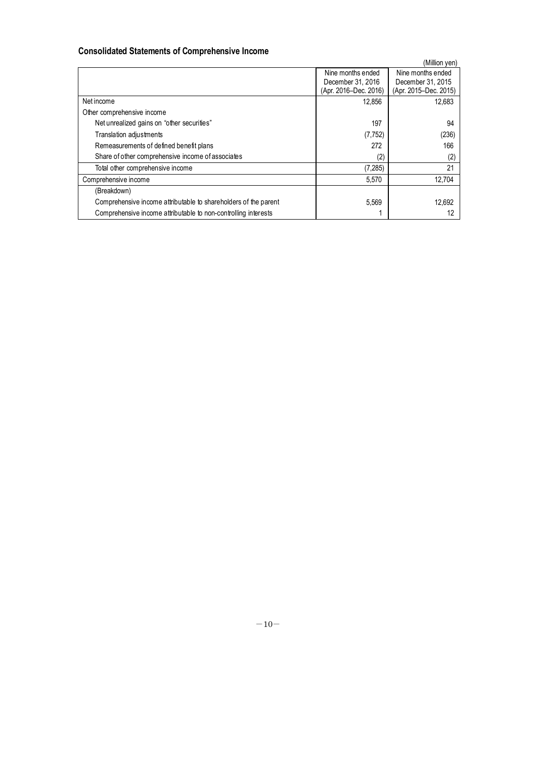## Consolidated Statements of Comprehensive Income

(Million yen)

| | Nine months ended December 31, 2016 (Apr. 2016–Dec. 2016) | Nine months ended December 31, 2015 (Apr. 2015–Dec. 2015) |
|---|---|---|
| Net income | 12,856 | 12,683 |
| Other comprehensive income | | |
| Net unrealized gains on "other securities" | 197 | 94 |
| Translation adjustments | (7,752) | (236) |
| Remeasurements of defined benefit plans | 272 | 166 |
| Share of other comprehensive income of associates | (2) | (2) |
| Total other comprehensive income | (7,285) | 21 |
| Comprehensive income | 5,570 | 12,704 |
| (Breakdown) | | |
| Comprehensive income attributable to shareholders of the parent | 5,569 | 12,692 |
| Comprehensive income attributable to non-controlling interests | 1 | 12 |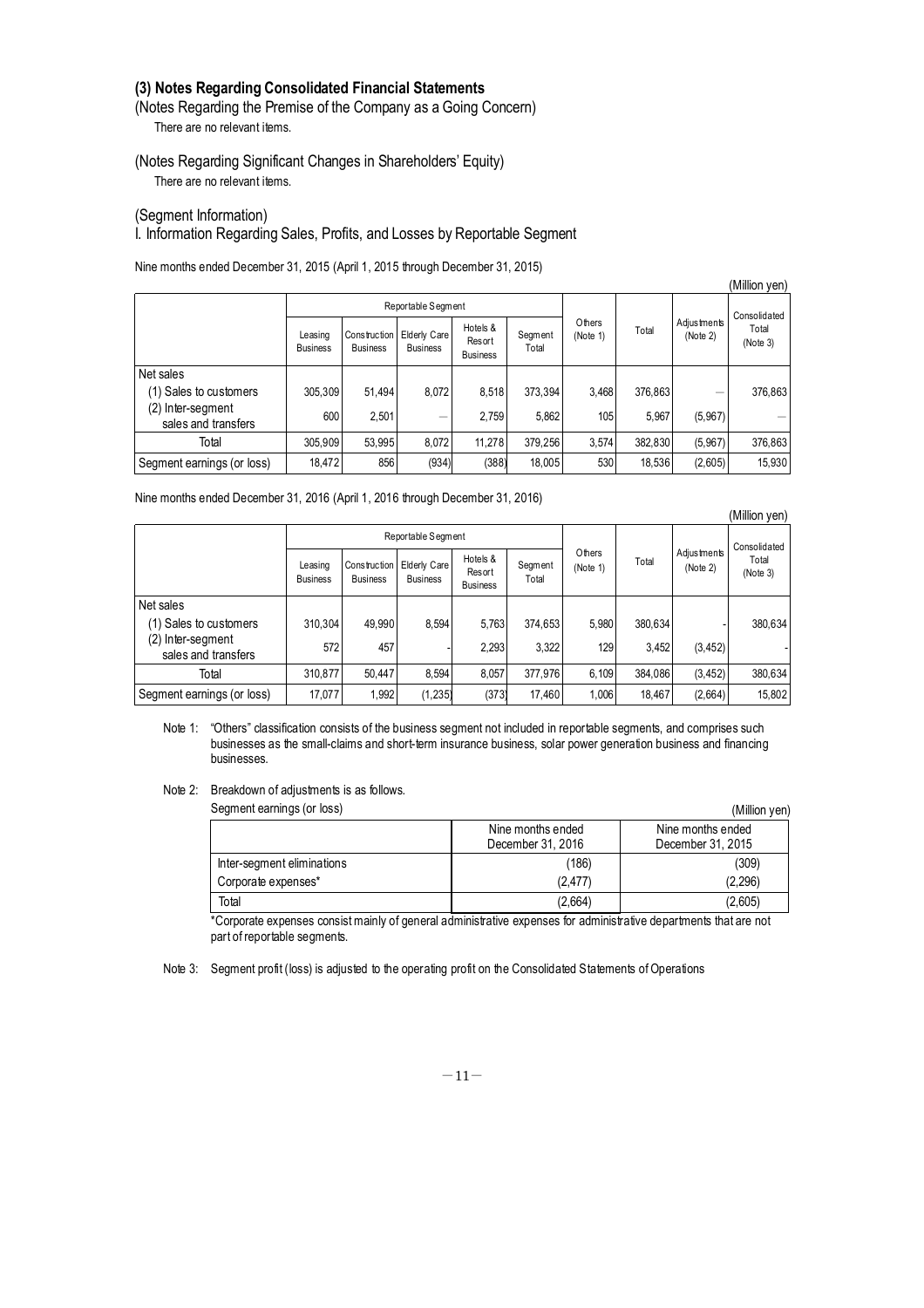### (3) Notes Regarding Consolidated Financial Statements

(Notes Regarding the Premise of the Company as a Going Concern)

There are no relevant items.

(Notes Regarding Significant Changes in Shareholders' Equity)

There are no relevant items.

(Segment Information)

I. Information Regarding Sales, Profits, and Losses by Reportable Segment

Nine months ended December 31, 2015 (April 1, 2015 through December 31, 2015)

(Million yen)

| | Reportable Segment | | | | | Others (Note 1) | Total | Adjustments (Note 2) | Consolidated Total (Note 3) |
|---|---|---|---|---|---|---|---|---|---|
| | Leasing Business | Construction Business | Elderly Care Business | Hotels & Resort Business | Segment Total | | | | |
| Net sales | | | | | | | | | |
| (1) Sales to customers | 305,309 | 51,494 | 8,072 | 8,518 | 373,394 | 3,468 | 376,863 | — | 376,863 |
| (2) Inter-segment sales and transfers | 600 | 2,501 | — | 2,759 | 5,862 | 105 | 5,967 | (5,967) | — |
| Total | 305,909 | 53,995 | 8,072 | 11,278 | 379,256 | 3,574 | 382,830 | (5,967) | 376,863 |
| Segment earnings (or loss) | 18,472 | 856 | (934) | (388) | 18,005 | 530 | 18,536 | (2,605) | 15,930 |

Nine months ended December 31, 2016 (April 1, 2016 through December 31, 2016)

(Million yen)

| | Reportable Segment | | | | | Others (Note 1) | Total | Adjustments (Note 2) | Consolidated Total (Note 3) |
|---|---|---|---|---|---|---|---|---|---|
| | Leasing Business | Construction Business | Elderly Care Business | Hotels & Resort Business | Segment Total | | | | |
| Net sales | | | | | | | | | |
| (1) Sales to customers | 310,304 | 49,990 | 8,594 | 5,763 | 374,653 | 5,980 | 380,634 | - | 380,634 |
| (2) Inter-segment sales and transfers | 572 | 457 | - | 2,293 | 3,322 | 129 | 3,452 | (3,452) | - |
| Total | 310,877 | 50,447 | 8,594 | 8,057 | 377,976 | 6,109 | 384,086 | (3,452) | 380,634 |
| Segment earnings (or loss) | 17,077 | 1,992 | (1,235) | (373) | 17,460 | 1,006 | 18,467 | (2,664) | 15,802 |

Note 1: "Others" classification consists of the business segment not included in reportable segments, and comprises such businesses as the small-claims and short-term insurance business, solar power generation business and financing businesses.

Note 2: Breakdown of adjustments is as follows.

Segment earnings (or loss)

(Million yen)

| | Nine months ended December 31, 2016 | Nine months ended December 31, 2015 |
|---|---|---|
| Inter-segment eliminations | (186) | (309) |
| Corporate expenses* | (2,477) | (2,296) |
| Total | (2,664) | (2,605) |

*Corporate expenses consist mainly of general administrative expenses for administrative departments that are not part of reportable segments.

Note 3: Segment profit (loss) is adjusted to the operating profit on the Consolidated Statements of Operations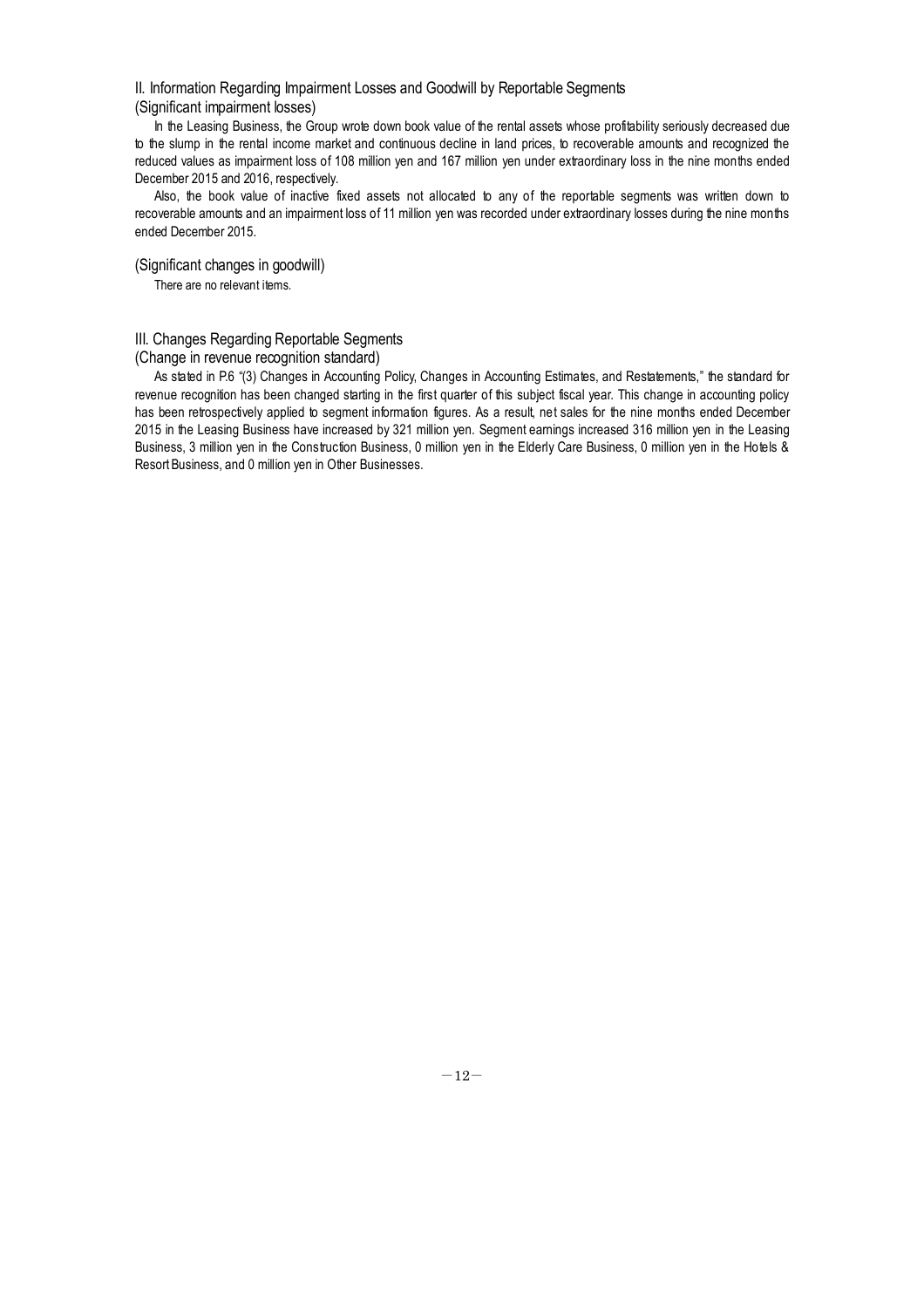## II. Information Regarding Impairment Losses and Goodwill by Reportable Segments

### (Significant impairment losses)

In the Leasing Business, the Group wrote down book value of the rental assets whose profitability seriously decreased due to the slump in the rental income market and continuous decline in land prices, to recoverable amounts and recognized the reduced values as impairment loss of 108 million yen and 167 million yen under extraordinary loss in the nine months ended December 2015 and 2016, respectively.

Also, the book value of inactive fixed assets not allocated to any of the reportable segments was written down to recoverable amounts and an impairment loss of 11 million yen was recorded under extraordinary losses during the nine months ended December 2015.

### (Significant changes in goodwill)

There are no relevant items.

## III. Changes Regarding Reportable Segments

### (Change in revenue recognition standard)

As stated in P.6 "(3) Changes in Accounting Policy, Changes in Accounting Estimates, and Restatements," the standard for revenue recognition has been changed starting in the first quarter of this subject fiscal year. This change in accounting policy has been retrospectively applied to segment information figures. As a result, net sales for the nine months ended December 2015 in the Leasing Business have increased by 321 million yen. Segment earnings increased 316 million yen in the Leasing Business, 3 million yen in the Construction Business, 0 million yen in the Elderly Care Business, 0 million yen in the Hotels & Resort Business, and 0 million yen in Other Businesses.